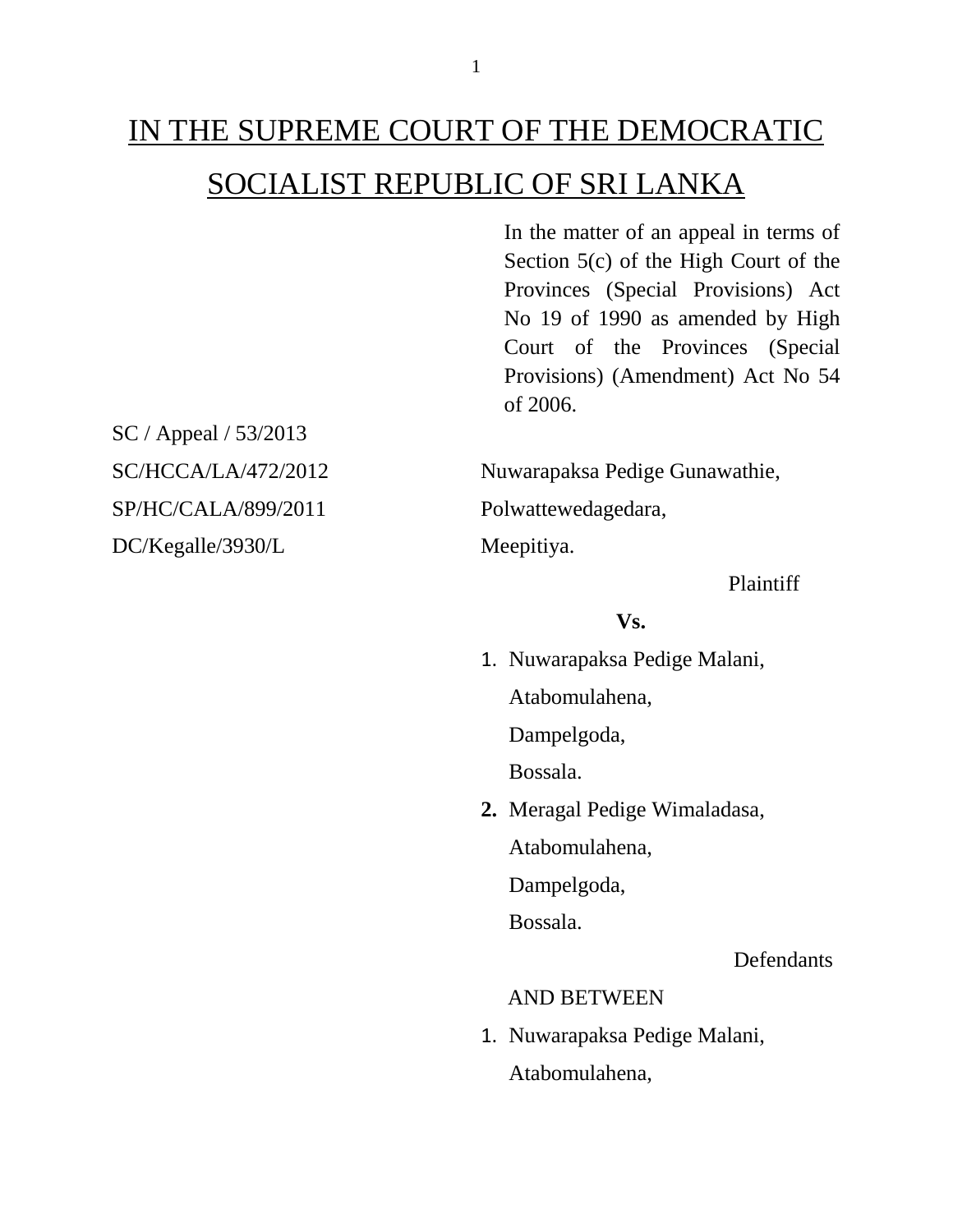# IN THE SUPREME COURT OF THE DEMOCRATIC SOCIALIST REPUBLIC OF SRI LANKA

In the matter of an appeal in terms of Section 5(c) of the High Court of the Provinces (Special Provisions) Act No 19 of 1990 as amended by High Court of the Provinces (Special Provisions) (Amendment) Act No 54 of 2006.

SC / Appeal / 53/2013

SC/HCCA/LA/472/2012

SP/HC/CALA/899/2011

DC/Kegalle/3930/L

Nuwarapaksa Pedige Gunawathie,
Polwattewedagedara,
Meepitiya.

Plaintiff

**Vs.**

1. Nuwarapaksa Pedige Malani,
   Atabomulahena,
   Dampelgoda,
   Bossala.
2. Meragal Pedige Wimaladasa,
   Atabomulahena,
   Dampelgoda,
   Bossala.

Defendants

AND BETWEEN

1. Nuwarapaksa Pedige Malani,
   Atabomulahena,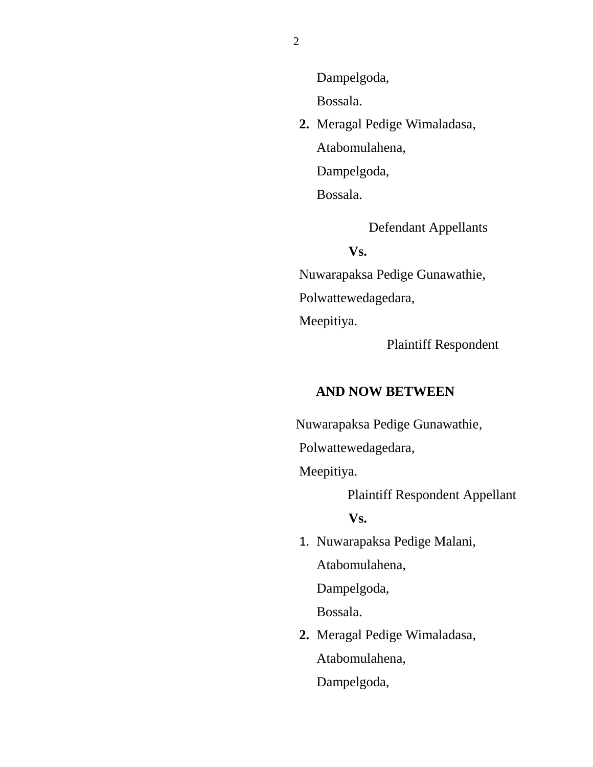Dampelgoda,

Bossala.

2. Meragal Pedige Wimaladasa,

   Atabomulahena,

   Dampelgoda,

   Bossala.

Defendant Appellants

**Vs.**

Nuwarapaksa Pedige Gunawathie,

Polwattewedagedara,

Meepitiya.

Plaintiff Respondent

**AND NOW BETWEEN**

Nuwarapaksa Pedige Gunawathie,

Polwattewedagedara,

Meepitiya.

Plaintiff Respondent Appellant

**Vs.**

1. Nuwarapaksa Pedige Malani,

   Atabomulahena,

   Dampelgoda,

   Bossala.

2. Meragal Pedige Wimaladasa,

   Atabomulahena,

   Dampelgoda,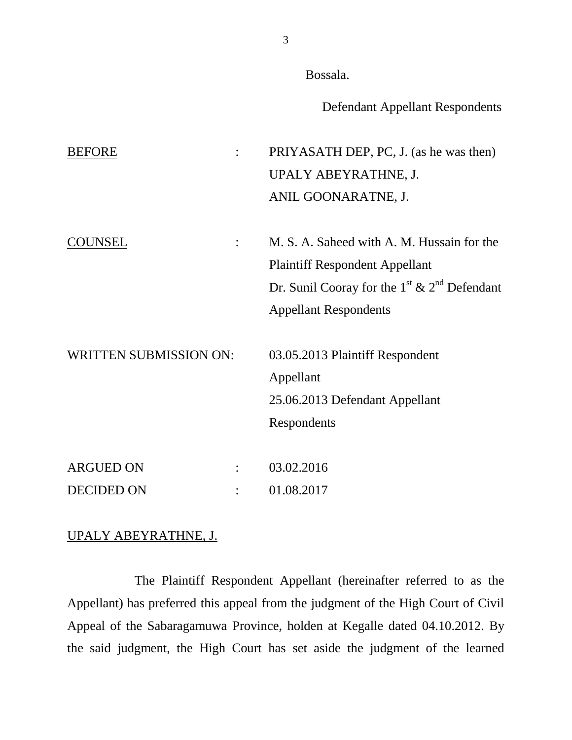Bossala.

Defendant Appellant Respondents

| | | |
|---|---|---|
| BEFORE | : | PRIYASATH DEP, PC, J. (as he was then)<br>UPALY ABEYRATHNE, J.<br>ANIL GOONARATNE, J. |
| COUNSEL | : | M. S. A. Saheed with A. M. Hussain for the Plaintiff Respondent Appellant<br>Dr. Sunil Cooray for the 1st & 2nd Defendant Appellant Respondents |
| WRITTEN SUBMISSION ON: | | 03.05.2013 Plaintiff Respondent Appellant<br>25.06.2013 Defendant Appellant Respondents |
| ARGUED ON | : | 03.02.2016 |
| DECIDED ON | : | 01.08.2017 |

UPALY ABEYRATHNE, J.

The Plaintiff Respondent Appellant (hereinafter referred to as the Appellant) has preferred this appeal from the judgment of the High Court of Civil Appeal of the Sabaragamuwa Province, holden at Kegalle dated 04.10.2012. By the said judgment, the High Court has set aside the judgment of the learned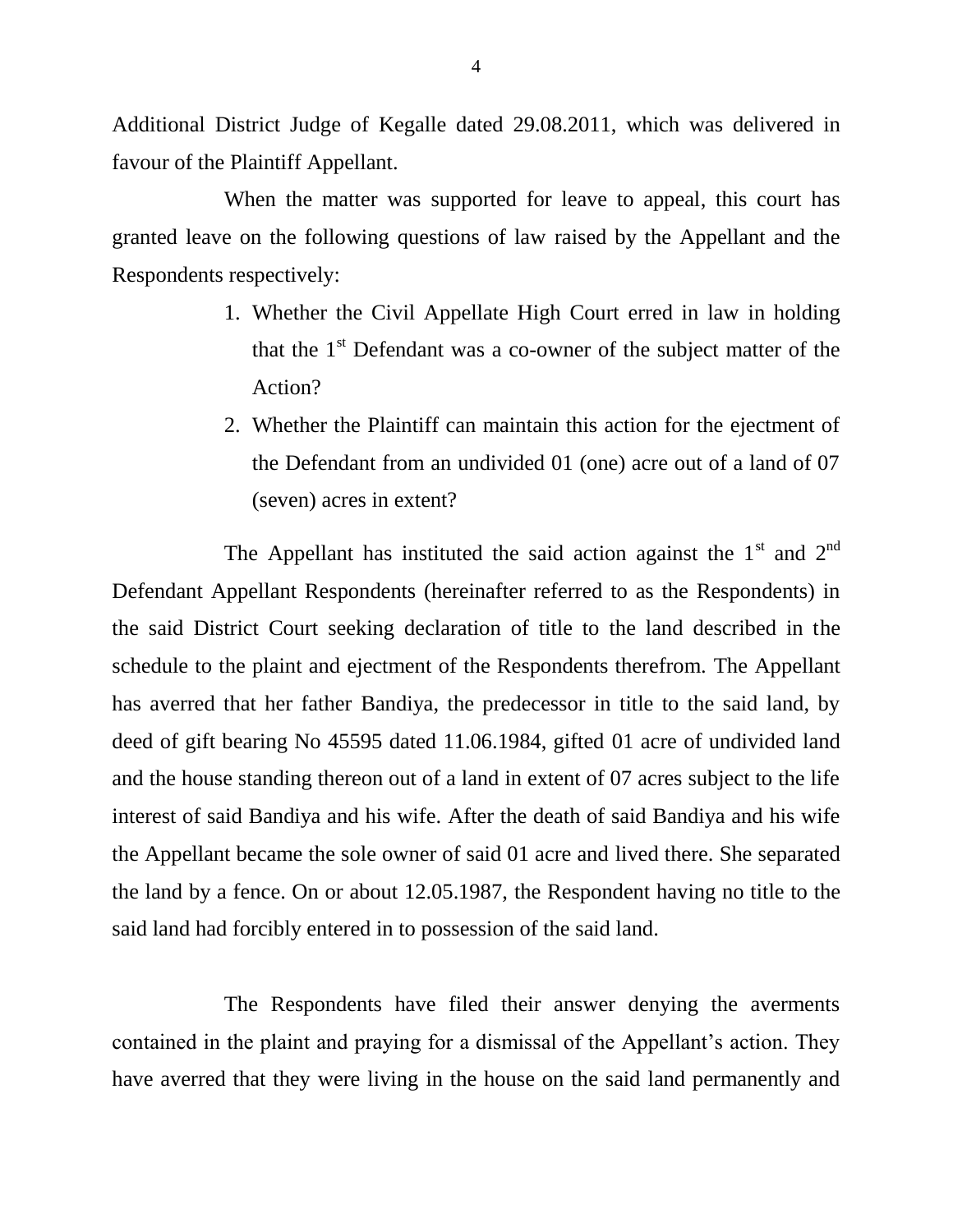Additional District Judge of Kegalle dated 29.08.2011, which was delivered in favour of the Plaintiff Appellant.

When the matter was supported for leave to appeal, this court has granted leave on the following questions of law raised by the Appellant and the Respondents respectively:

1. Whether the Civil Appellate High Court erred in law in holding that the 1st Defendant was a co-owner of the subject matter of the Action?
2. Whether the Plaintiff can maintain this action for the ejectment of the Defendant from an undivided 01 (one) acre out of a land of 07 (seven) acres in extent?

The Appellant has instituted the said action against the 1st and 2nd Defendant Appellant Respondents (hereinafter referred to as the Respondents) in the said District Court seeking declaration of title to the land described in the schedule to the plaint and ejectment of the Respondents therefrom. The Appellant has averred that her father Bandiya, the predecessor in title to the said land, by deed of gift bearing No 45595 dated 11.06.1984, gifted 01 acre of undivided land and the house standing thereon out of a land in extent of 07 acres subject to the life interest of said Bandiya and his wife. After the death of said Bandiya and his wife the Appellant became the sole owner of said 01 acre and lived there. She separated the land by a fence. On or about 12.05.1987, the Respondent having no title to the said land had forcibly entered in to possession of the said land.

The Respondents have filed their answer denying the averments contained in the plaint and praying for a dismissal of the Appellant's action. They have averred that they were living in the house on the said land permanently and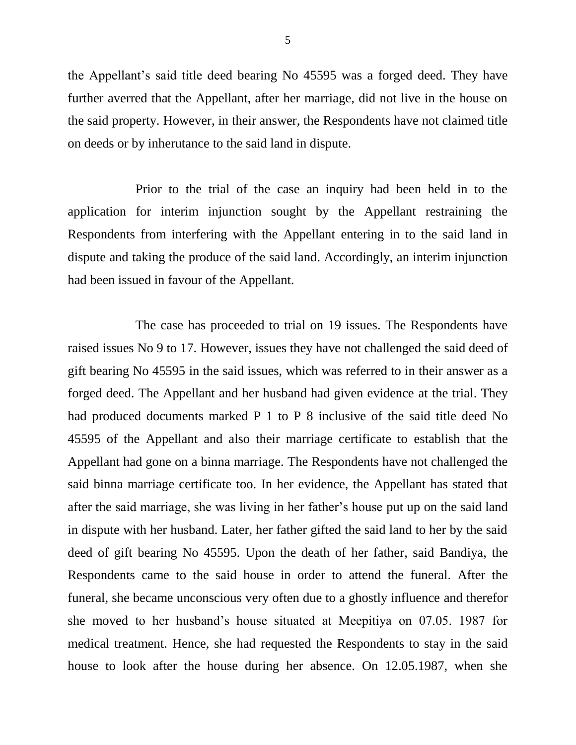the Appellant's said title deed bearing No 45595 was a forged deed. They have further averred that the Appellant, after her marriage, did not live in the house on the said property. However, in their answer, the Respondents have not claimed title on deeds or by inherutance to the said land in dispute.

Prior to the trial of the case an inquiry had been held in to the application for interim injunction sought by the Appellant restraining the Respondents from interfering with the Appellant entering in to the said land in dispute and taking the produce of the said land. Accordingly, an interim injunction had been issued in favour of the Appellant.

The case has proceeded to trial on 19 issues. The Respondents have raised issues No 9 to 17. However, issues they have not challenged the said deed of gift bearing No 45595 in the said issues, which was referred to in their answer as a forged deed. The Appellant and her husband had given evidence at the trial. They had produced documents marked P 1 to P 8 inclusive of the said title deed No 45595 of the Appellant and also their marriage certificate to establish that the Appellant had gone on a binna marriage. The Respondents have not challenged the said binna marriage certificate too. In her evidence, the Appellant has stated that after the said marriage, she was living in her father's house put up on the said land in dispute with her husband. Later, her father gifted the said land to her by the said deed of gift bearing No 45595. Upon the death of her father, said Bandiya, the Respondents came to the said house in order to attend the funeral. After the funeral, she became unconscious very often due to a ghostly influence and therefor she moved to her husband's house situated at Meepitiya on 07.05. 1987 for medical treatment. Hence, she had requested the Respondents to stay in the said house to look after the house during her absence. On 12.05.1987, when she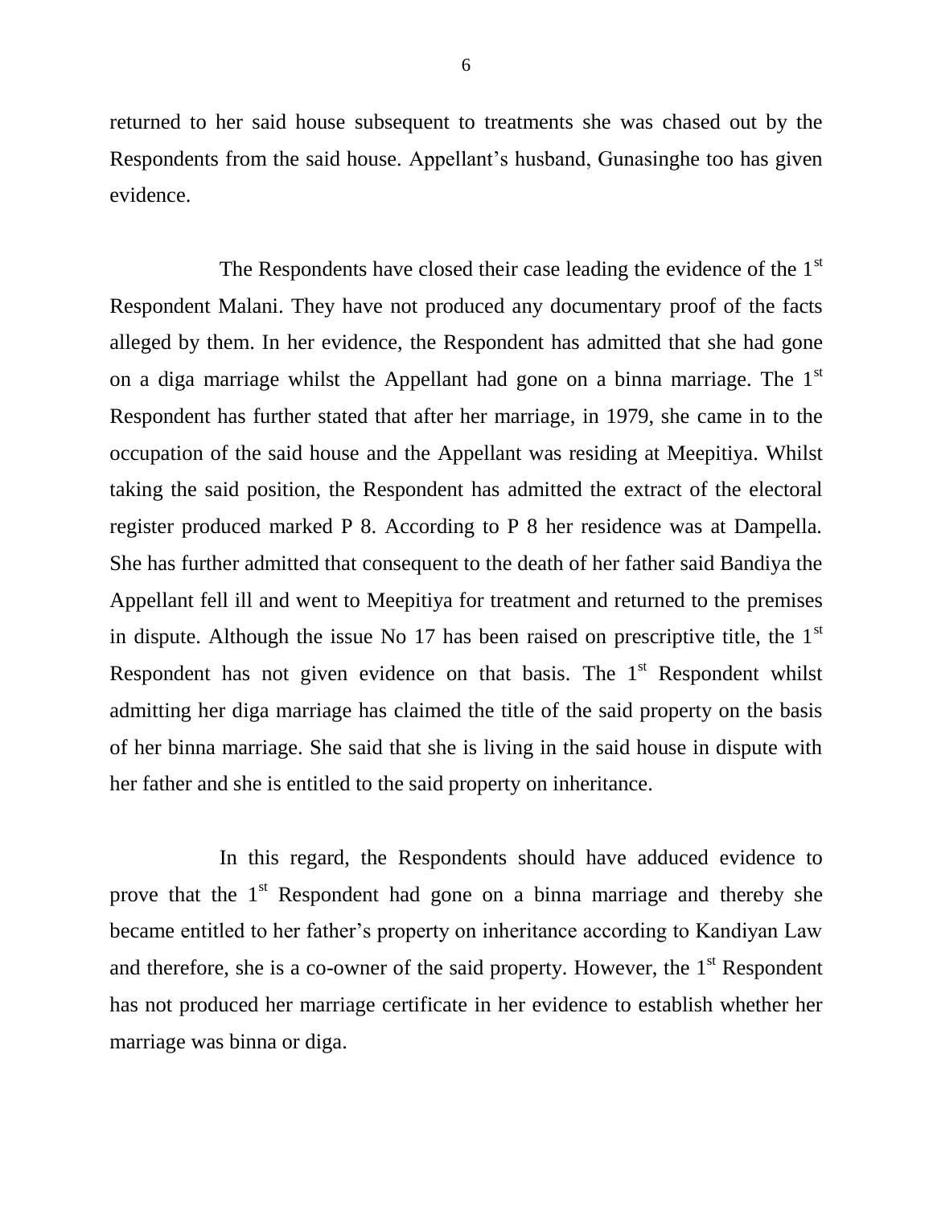returned to her said house subsequent to treatments she was chased out by the Respondents from the said house. Appellant's husband, Gunasinghe too has given evidence.

The Respondents have closed their case leading the evidence of the 1st Respondent Malani. They have not produced any documentary proof of the facts alleged by them. In her evidence, the Respondent has admitted that she had gone on a diga marriage whilst the Appellant had gone on a binna marriage. The 1st Respondent has further stated that after her marriage, in 1979, she came in to the occupation of the said house and the Appellant was residing at Meepitiya. Whilst taking the said position, the Respondent has admitted the extract of the electoral register produced marked P 8. According to P 8 her residence was at Dampella. She has further admitted that consequent to the death of her father said Bandiya the Appellant fell ill and went to Meepitiya for treatment and returned to the premises in dispute. Although the issue No 17 has been raised on prescriptive title, the 1st Respondent has not given evidence on that basis. The 1st Respondent whilst admitting her diga marriage has claimed the title of the said property on the basis of her binna marriage. She said that she is living in the said house in dispute with her father and she is entitled to the said property on inheritance.

In this regard, the Respondents should have adduced evidence to prove that the 1st Respondent had gone on a binna marriage and thereby she became entitled to her father's property on inheritance according to Kandiyan Law and therefore, she is a co-owner of the said property. However, the 1st Respondent has not produced her marriage certificate in her evidence to establish whether her marriage was binna or diga.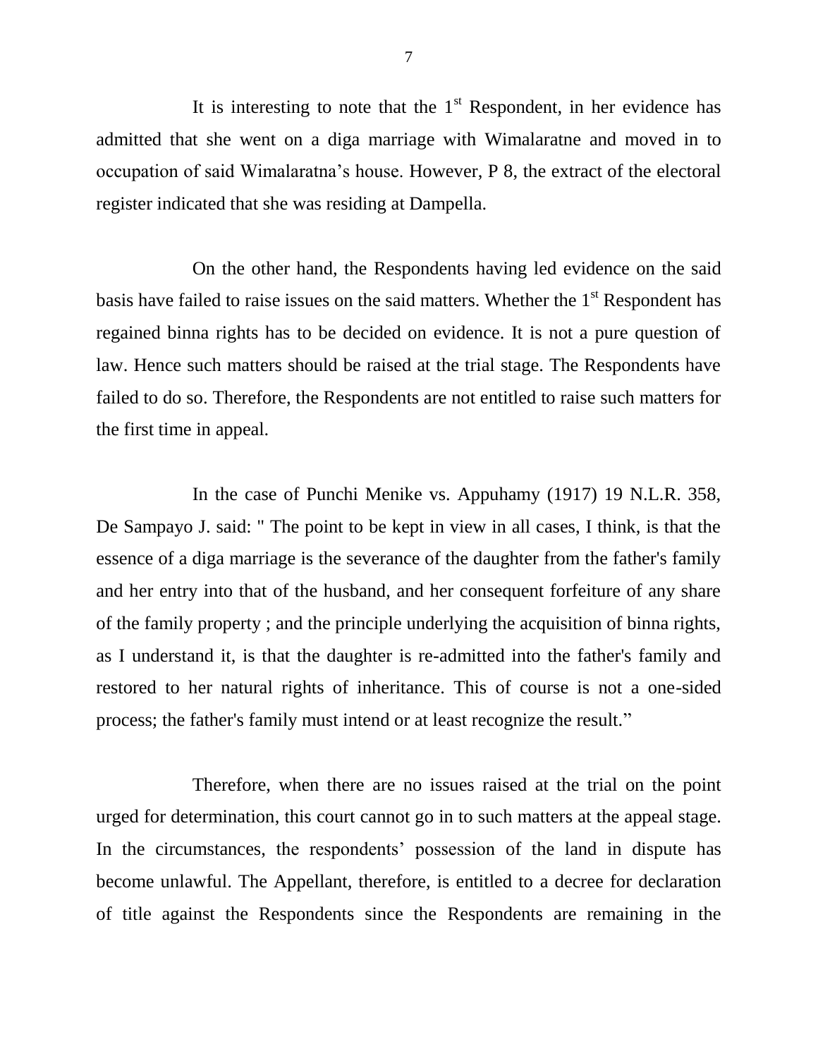It is interesting to note that the 1st Respondent, in her evidence has admitted that she went on a diga marriage with Wimalaratne and moved in to occupation of said Wimalaratna's house. However, P 8, the extract of the electoral register indicated that she was residing at Dampella.

On the other hand, the Respondents having led evidence on the said basis have failed to raise issues on the said matters. Whether the 1st Respondent has regained binna rights has to be decided on evidence. It is not a pure question of law. Hence such matters should be raised at the trial stage. The Respondents have failed to do so. Therefore, the Respondents are not entitled to raise such matters for the first time in appeal.

In the case of Punchi Menike vs. Appuhamy (1917) 19 N.L.R. 358, De Sampayo J. said: " The point to be kept in view in all cases, I think, is that the essence of a diga marriage is the severance of the daughter from the father's family and her entry into that of the husband, and her consequent forfeiture of any share of the family property ; and the principle underlying the acquisition of binna rights, as I understand it, is that the daughter is re-admitted into the father's family and restored to her natural rights of inheritance. This of course is not a one-sided process; the father's family must intend or at least recognize the result."

Therefore, when there are no issues raised at the trial on the point urged for determination, this court cannot go in to such matters at the appeal stage. In the circumstances, the respondents' possession of the land in dispute has become unlawful. The Appellant, therefore, is entitled to a decree for declaration of title against the Respondents since the Respondents are remaining in the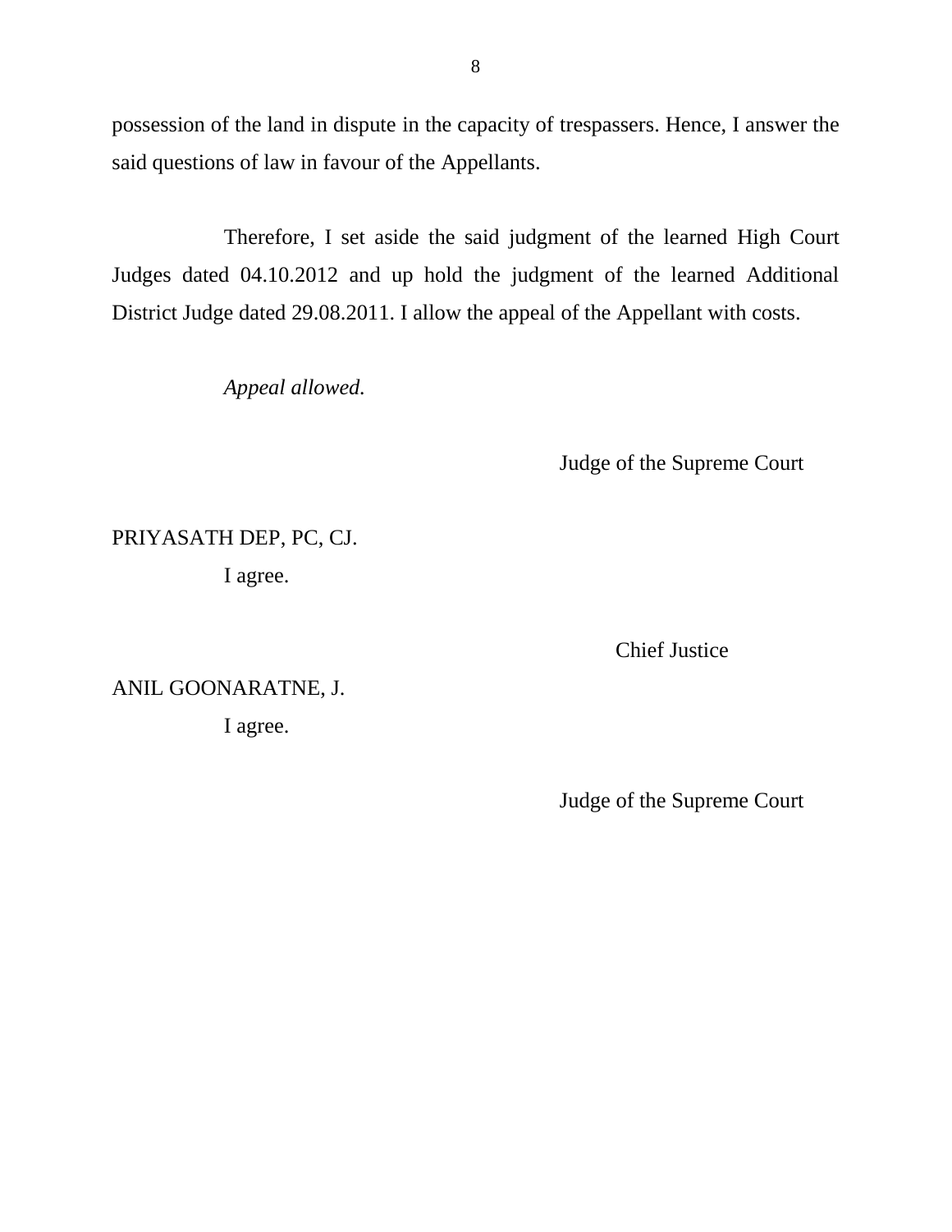possession of the land in dispute in the capacity of trespassers. Hence, I answer the said questions of law in favour of the Appellants.

Therefore, I set aside the said judgment of the learned High Court Judges dated 04.10.2012 and up hold the judgment of the learned Additional District Judge dated 29.08.2011. I allow the appeal of the Appellant with costs.

*Appeal allowed.*

Judge of the Supreme Court

PRIYASATH DEP, PC, CJ.

I agree.

Chief Justice

ANIL GOONARATNE, J.

I agree.

Judge of the Supreme Court